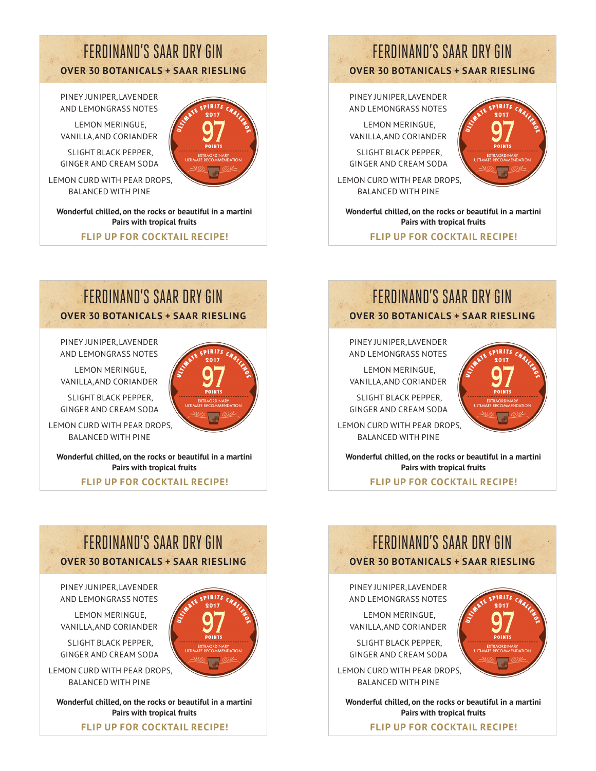## FERDINAND'S SAAR DRY GIN

**OVER 30 BOTANICALS + SAAR RIESLING**

PINEY JUNIPER, LAVENDER AND LEMONGRASS NOTES

LEMON MERINGUE, VANILLA, AND CORIANDER

SLIGHT BLACK PEPPER, GINGER AND CREAM SODA

LEMON CURD WITH PEAR DROPS, BALANCED WITH PINE

ULTIMATE SPIRITS CHALLENGE 2017 97 POINTS EXTRAORDINARY ULTIMATE RECOMMENDATION

**Wonderful chilled, on the rocks or beautiful in a martini**
**Pairs with tropical fruits**

**FLIP UP FOR COCKTAIL RECIPE!**

---

## FERDINAND'S SAAR DRY GIN

**OVER 30 BOTANICALS + SAAR RIESLING**

PINEY JUNIPER, LAVENDER AND LEMONGRASS NOTES

LEMON MERINGUE, VANILLA, AND CORIANDER

SLIGHT BLACK PEPPER, GINGER AND CREAM SODA

LEMON CURD WITH PEAR DROPS, BALANCED WITH PINE

ULTIMATE SPIRITS CHALLENGE 2017 97 POINTS EXTRAORDINARY ULTIMATE RECOMMENDATION

**Wonderful chilled, on the rocks or beautiful in a martini**
**Pairs with tropical fruits**

**FLIP UP FOR COCKTAIL RECIPE!**

---

## FERDINAND'S SAAR DRY GIN

**OVER 30 BOTANICALS + SAAR RIESLING**

PINEY JUNIPER, LAVENDER AND LEMONGRASS NOTES

LEMON MERINGUE, VANILLA, AND CORIANDER

SLIGHT BLACK PEPPER, GINGER AND CREAM SODA

LEMON CURD WITH PEAR DROPS, BALANCED WITH PINE

ULTIMATE SPIRITS CHALLENGE 2017 97 POINTS EXTRAORDINARY ULTIMATE RECOMMENDATION

**Wonderful chilled, on the rocks or beautiful in a martini**
**Pairs with tropical fruits**

**FLIP UP FOR COCKTAIL RECIPE!**

---

## FERDINAND'S SAAR DRY GIN

**OVER 30 BOTANICALS + SAAR RIESLING**

PINEY JUNIPER, LAVENDER AND LEMONGRASS NOTES

LEMON MERINGUE, VANILLA, AND CORIANDER

SLIGHT BLACK PEPPER, GINGER AND CREAM SODA

LEMON CURD WITH PEAR DROPS, BALANCED WITH PINE

ULTIMATE SPIRITS CHALLENGE 2017 97 POINTS EXTRAORDINARY ULTIMATE RECOMMENDATION

**Wonderful chilled, on the rocks or beautiful in a martini**
**Pairs with tropical fruits**

**FLIP UP FOR COCKTAIL RECIPE!**

---

## FERDINAND'S SAAR DRY GIN

**OVER 30 BOTANICALS + SAAR RIESLING**

PINEY JUNIPER, LAVENDER AND LEMONGRASS NOTES

LEMON MERINGUE, VANILLA, AND CORIANDER

SLIGHT BLACK PEPPER, GINGER AND CREAM SODA

LEMON CURD WITH PEAR DROPS, BALANCED WITH PINE

ULTIMATE SPIRITS CHALLENGE 2017 97 POINTS EXTRAORDINARY ULTIMATE RECOMMENDATION

**Wonderful chilled, on the rocks or beautiful in a martini**
**Pairs with tropical fruits**

**FLIP UP FOR COCKTAIL RECIPE!**

---

## FERDINAND'S SAAR DRY GIN

**OVER 30 BOTANICALS + SAAR RIESLING**

PINEY JUNIPER, LAVENDER AND LEMONGRASS NOTES

LEMON MERINGUE, VANILLA, AND CORIANDER

SLIGHT BLACK PEPPER, GINGER AND CREAM SODA

LEMON CURD WITH PEAR DROPS, BALANCED WITH PINE

ULTIMATE SPIRITS CHALLENGE 2017 97 POINTS EXTRAORDINARY ULTIMATE RECOMMENDATION

**Wonderful chilled, on the rocks or beautiful in a martini**
**Pairs with tropical fruits**

**FLIP UP FOR COCKTAIL RECIPE!**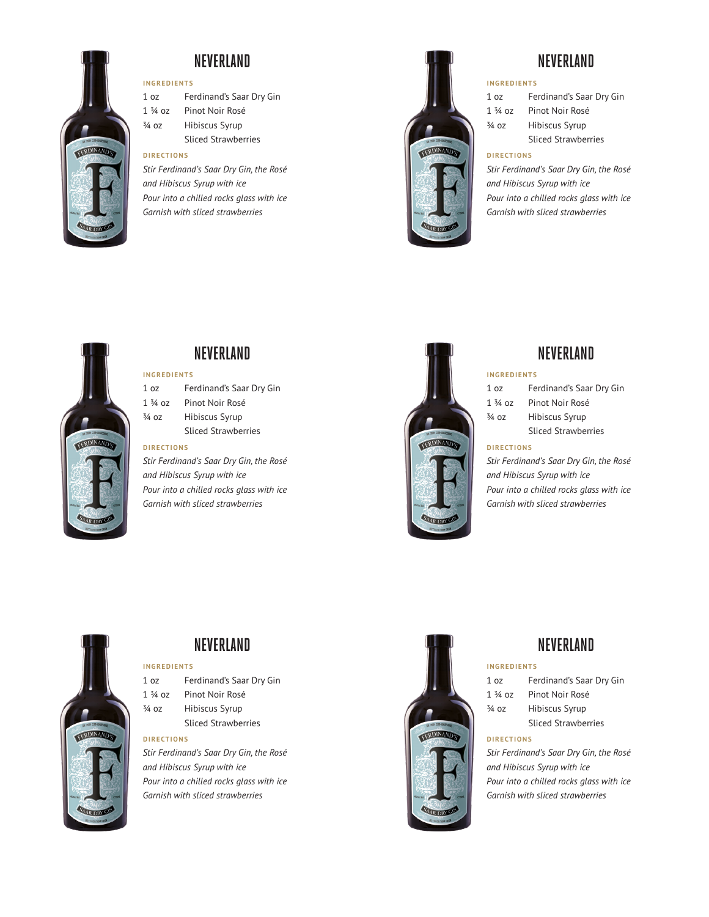## NEVERLAND

**INGREDIENTS**

| | |
|---|---|
| 1 oz | Ferdinand's Saar Dry Gin |
| 1 ¾ oz | Pinot Noir Rosé |
| ¾ oz | Hibiscus Syrup |
| | Sliced Strawberries |

**DIRECTIONS**

*Stir Ferdinand's Saar Dry Gin, the Rosé and Hibiscus Syrup with ice*
*Pour into a chilled rocks glass with ice*
*Garnish with sliced strawberries*

## NEVERLAND

**INGREDIENTS**

| | |
|---|---|
| 1 oz | Ferdinand's Saar Dry Gin |
| 1 ¾ oz | Pinot Noir Rosé |
| ¾ oz | Hibiscus Syrup |
| | Sliced Strawberries |

**DIRECTIONS**

*Stir Ferdinand's Saar Dry Gin, the Rosé and Hibiscus Syrup with ice*
*Pour into a chilled rocks glass with ice*
*Garnish with sliced strawberries*

## NEVERLAND

**INGREDIENTS**

| | |
|---|---|
| 1 oz | Ferdinand's Saar Dry Gin |
| 1 ¾ oz | Pinot Noir Rosé |
| ¾ oz | Hibiscus Syrup |
| | Sliced Strawberries |

**DIRECTIONS**

*Stir Ferdinand's Saar Dry Gin, the Rosé and Hibiscus Syrup with ice*
*Pour into a chilled rocks glass with ice*
*Garnish with sliced strawberries*

## NEVERLAND

**INGREDIENTS**

| | |
|---|---|
| 1 oz | Ferdinand's Saar Dry Gin |
| 1 ¾ oz | Pinot Noir Rosé |
| ¾ oz | Hibiscus Syrup |
| | Sliced Strawberries |

**DIRECTIONS**

*Stir Ferdinand's Saar Dry Gin, the Rosé and Hibiscus Syrup with ice*
*Pour into a chilled rocks glass with ice*
*Garnish with sliced strawberries*

## NEVERLAND

**INGREDIENTS**

| | |
|---|---|
| 1 oz | Ferdinand's Saar Dry Gin |
| 1 ¾ oz | Pinot Noir Rosé |
| ¾ oz | Hibiscus Syrup |
| | Sliced Strawberries |

**DIRECTIONS**

*Stir Ferdinand's Saar Dry Gin, the Rosé and Hibiscus Syrup with ice*
*Pour into a chilled rocks glass with ice*
*Garnish with sliced strawberries*

## NEVERLAND

**INGREDIENTS**

| | |
|---|---|
| 1 oz | Ferdinand's Saar Dry Gin |
| 1 ¾ oz | Pinot Noir Rosé |
| ¾ oz | Hibiscus Syrup |
| | Sliced Strawberries |

**DIRECTIONS**

*Stir Ferdinand's Saar Dry Gin, the Rosé and Hibiscus Syrup with ice*
*Pour into a chilled rocks glass with ice*
*Garnish with sliced strawberries*